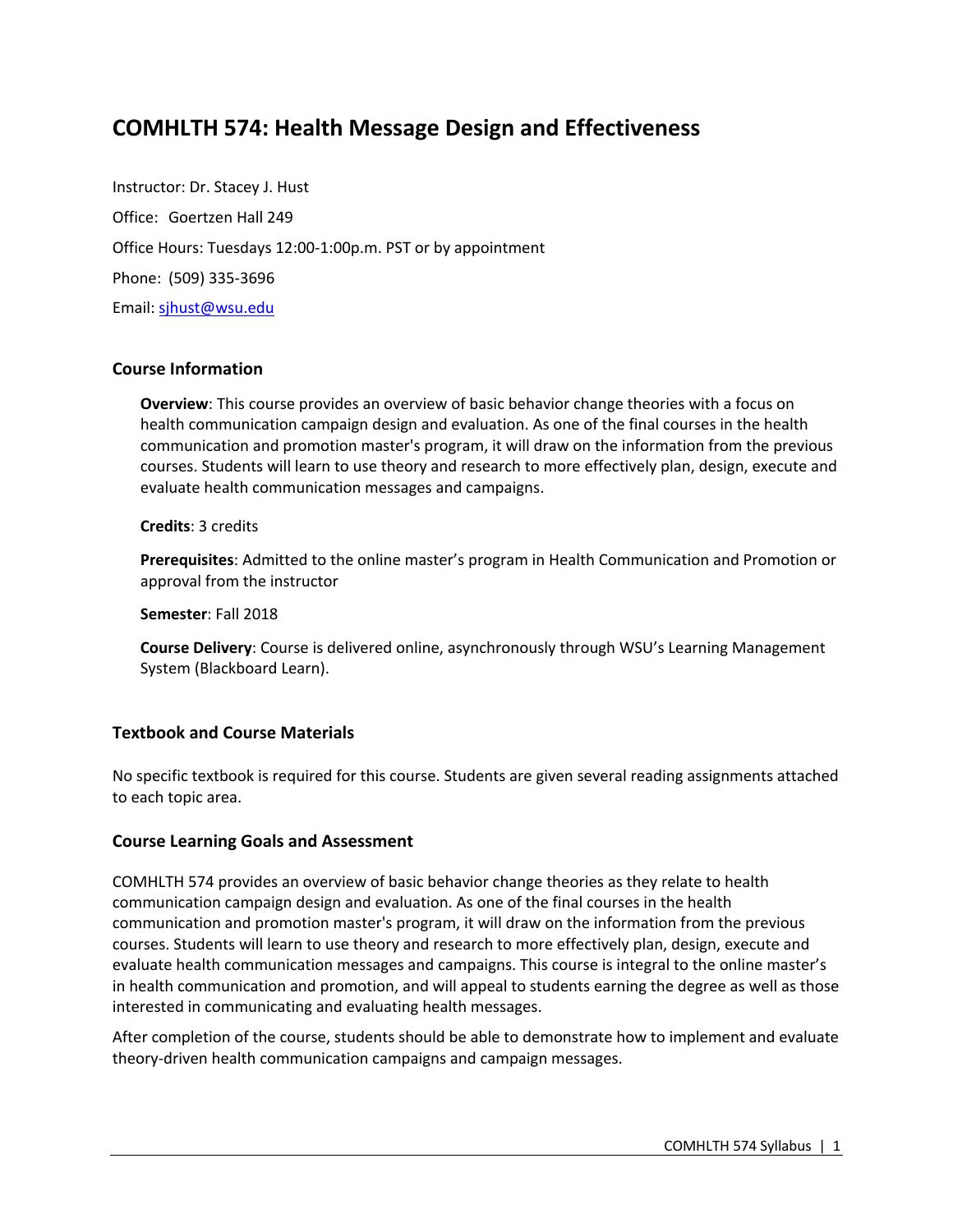# COMHLTH 574: Health Message Design and Effectiveness

Instructor: Dr. Stacey J. Hust

Office: Goertzen Hall 249

Office Hours: Tuesdays 12:00-1:00p.m. PST or by appointment

Phone: (509) 335-3696

Email: sjhust@wsu.edu

### Course Information

**Overview**: This course provides an overview of basic behavior change theories with a focus on health communication campaign design and evaluation. As one of the final courses in the health communication and promotion master's program, it will draw on the information from the previous courses. Students will learn to use theory and research to more effectively plan, design, execute and evaluate health communication messages and campaigns.

**Credits**: 3 credits

**Prerequisites**: Admitted to the online master's program in Health Communication and Promotion or approval from the instructor

**Semester**: Fall 2018

**Course Delivery**: Course is delivered online, asynchronously through WSU's Learning Management System (Blackboard Learn).

### Textbook and Course Materials

No specific textbook is required for this course. Students are given several reading assignments attached to each topic area.

### Course Learning Goals and Assessment

COMHLTH 574 provides an overview of basic behavior change theories as they relate to health communication campaign design and evaluation. As one of the final courses in the health communication and promotion master's program, it will draw on the information from the previous courses. Students will learn to use theory and research to more effectively plan, design, execute and evaluate health communication messages and campaigns. This course is integral to the online master's in health communication and promotion, and will appeal to students earning the degree as well as those interested in communicating and evaluating health messages.

After completion of the course, students should be able to demonstrate how to implement and evaluate theory-driven health communication campaigns and campaign messages.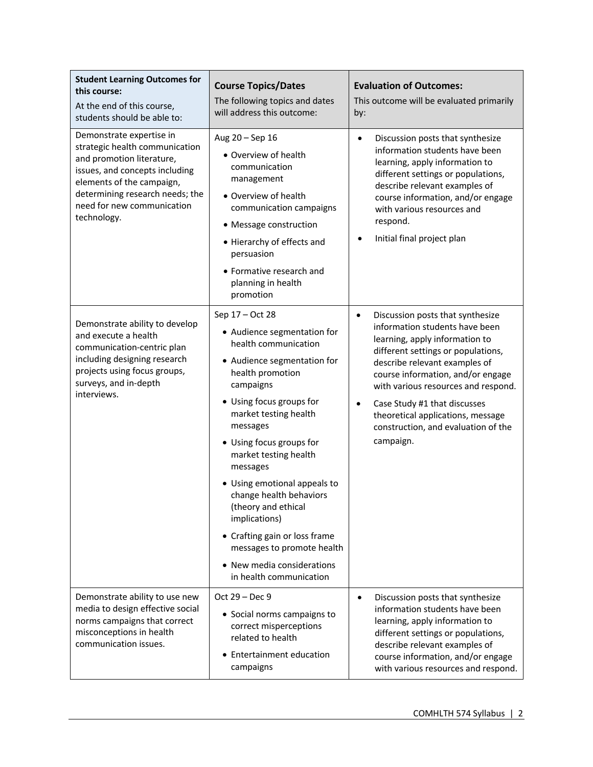| **Student Learning Outcomes for this course:** At the end of this course, students should be able to: | **Course Topics/Dates** The following topics and dates will address this outcome: | **Evaluation of Outcomes:** This outcome will be evaluated primarily by: |
|---|---|---|
| Demonstrate expertise in strategic health communication and promotion literature, issues, and concepts including elements of the campaign, determining research needs; the need for new communication technology. | Aug 20 – Sep 16<br>• Overview of health communication management<br>• Overview of health communication campaigns<br>• Message construction<br>• Hierarchy of effects and persuasion<br>• Formative research and planning in health promotion | • Discussion posts that synthesize information students have been learning, apply information to different settings or populations, describe relevant examples of course information, and/or engage with various resources and respond.<br>• Initial final project plan |
| Demonstrate ability to develop and execute a health communication-centric plan including designing research projects using focus groups, surveys, and in-depth interviews. | Sep 17 – Oct 28<br>• Audience segmentation for health communication<br>• Audience segmentation for health promotion campaigns<br>• Using focus groups for market testing health messages<br>• Using focus groups for market testing health messages<br>• Using emotional appeals to change health behaviors (theory and ethical implications)<br>• Crafting gain or loss frame messages to promote health<br>• New media considerations in health communication | • Discussion posts that synthesize information students have been learning, apply information to different settings or populations, describe relevant examples of course information, and/or engage with various resources and respond.<br>• Case Study #1 that discusses theoretical applications, message construction, and evaluation of the campaign. |
| Demonstrate ability to use new media to design effective social norms campaigns that correct misconceptions in health communication issues. | Oct 29 – Dec 9<br>• Social norms campaigns to correct misperceptions related to health<br>• Entertainment education campaigns | • Discussion posts that synthesize information students have been learning, apply information to different settings or populations, describe relevant examples of course information, and/or engage with various resources and respond. |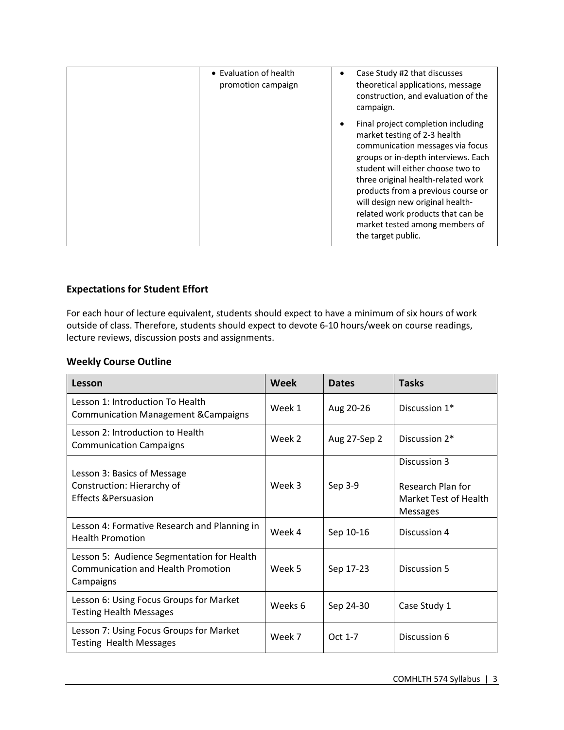| | | |
|---|---|---|
| | • Evaluation of health promotion campaign | • Case Study #2 that discusses theoretical applications, message construction, and evaluation of the campaign.<br>• Final project completion including market testing of 2-3 health communication messages via focus groups or in-depth interviews. Each student will either choose two to three original health-related work products from a previous course or will design new original health-related work products that can be market tested among members of the target public. |

### Expectations for Student Effort

For each hour of lecture equivalent, students should expect to have a minimum of six hours of work outside of class. Therefore, students should expect to devote 6-10 hours/week on course readings, lecture reviews, discussion posts and assignments.

### Weekly Course Outline

| Lesson | Week | Dates | Tasks |
|---|---|---|---|
| Lesson 1: Introduction To Health Communication Management &Campaigns | Week 1 | Aug 20-26 | Discussion 1* |
| Lesson 2: Introduction to Health Communication Campaigns | Week 2 | Aug 27-Sep 2 | Discussion 2* |
| Lesson 3: Basics of Message Construction: Hierarchy of Effects &Persuasion | Week 3 | Sep 3-9 | Discussion 3<br><br>Research Plan for Market Test of Health Messages |
| Lesson 4: Formative Research and Planning in Health Promotion | Week 4 | Sep 10-16 | Discussion 4 |
| Lesson 5: Audience Segmentation for Health Communication and Health Promotion Campaigns | Week 5 | Sep 17-23 | Discussion 5 |
| Lesson 6: Using Focus Groups for Market Testing Health Messages | Weeks 6 | Sep 24-30 | Case Study 1 |
| Lesson 7: Using Focus Groups for Market Testing Health Messages | Week 7 | Oct 1-7 | Discussion 6 |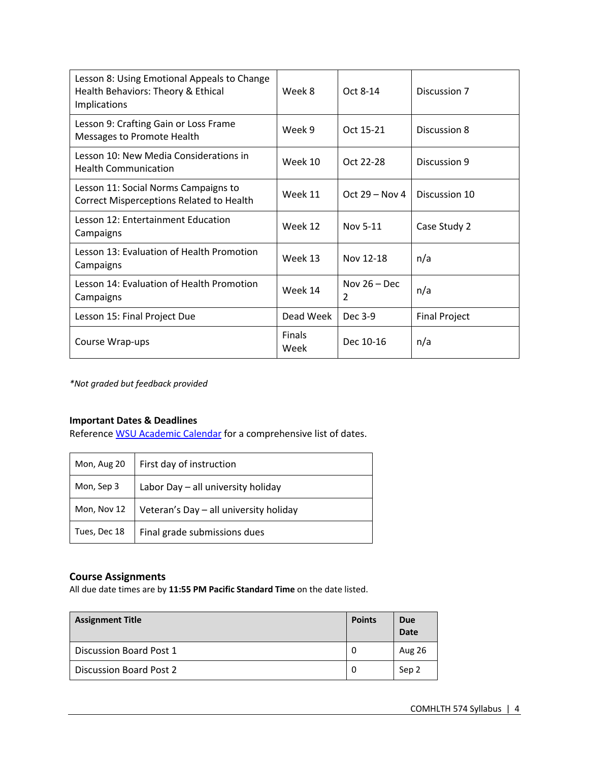| Lesson 8: Using Emotional Appeals to Change Health Behaviors: Theory & Ethical Implications | Week 8 | Oct 8-14 | Discussion 7 |
|---|---|---|---|
| Lesson 9: Crafting Gain or Loss Frame Messages to Promote Health | Week 9 | Oct 15-21 | Discussion 8 |
| Lesson 10: New Media Considerations in Health Communication | Week 10 | Oct 22-28 | Discussion 9 |
| Lesson 11: Social Norms Campaigns to Correct Misperceptions Related to Health | Week 11 | Oct 29 – Nov 4 | Discussion 10 |
| Lesson 12: Entertainment Education Campaigns | Week 12 | Nov 5-11 | Case Study 2 |
| Lesson 13: Evaluation of Health Promotion Campaigns | Week 13 | Nov 12-18 | n/a |
| Lesson 14: Evaluation of Health Promotion Campaigns | Week 14 | Nov 26 – Dec 2 | n/a |
| Lesson 15: Final Project Due | Dead Week | Dec 3-9 | Final Project |
| Course Wrap-ups | Finals Week | Dec 10-16 | n/a |

*\*Not graded but feedback provided*

**Important Dates & Deadlines**

Reference [WSU Academic Calendar] for a comprehensive list of dates.

| Mon, Aug 20 | First day of instruction |
|---|---|
| Mon, Sep 3 | Labor Day – all university holiday |
| Mon, Nov 12 | Veteran's Day – all university holiday |
| Tues, Dec 18 | Final grade submissions dues |

## Course Assignments

All due date times are by **11:55 PM Pacific Standard Time** on the date listed.

| Assignment Title | Points | Due Date |
|---|---|---|
| Discussion Board Post 1 | 0 | Aug 26 |
| Discussion Board Post 2 | 0 | Sep 2 |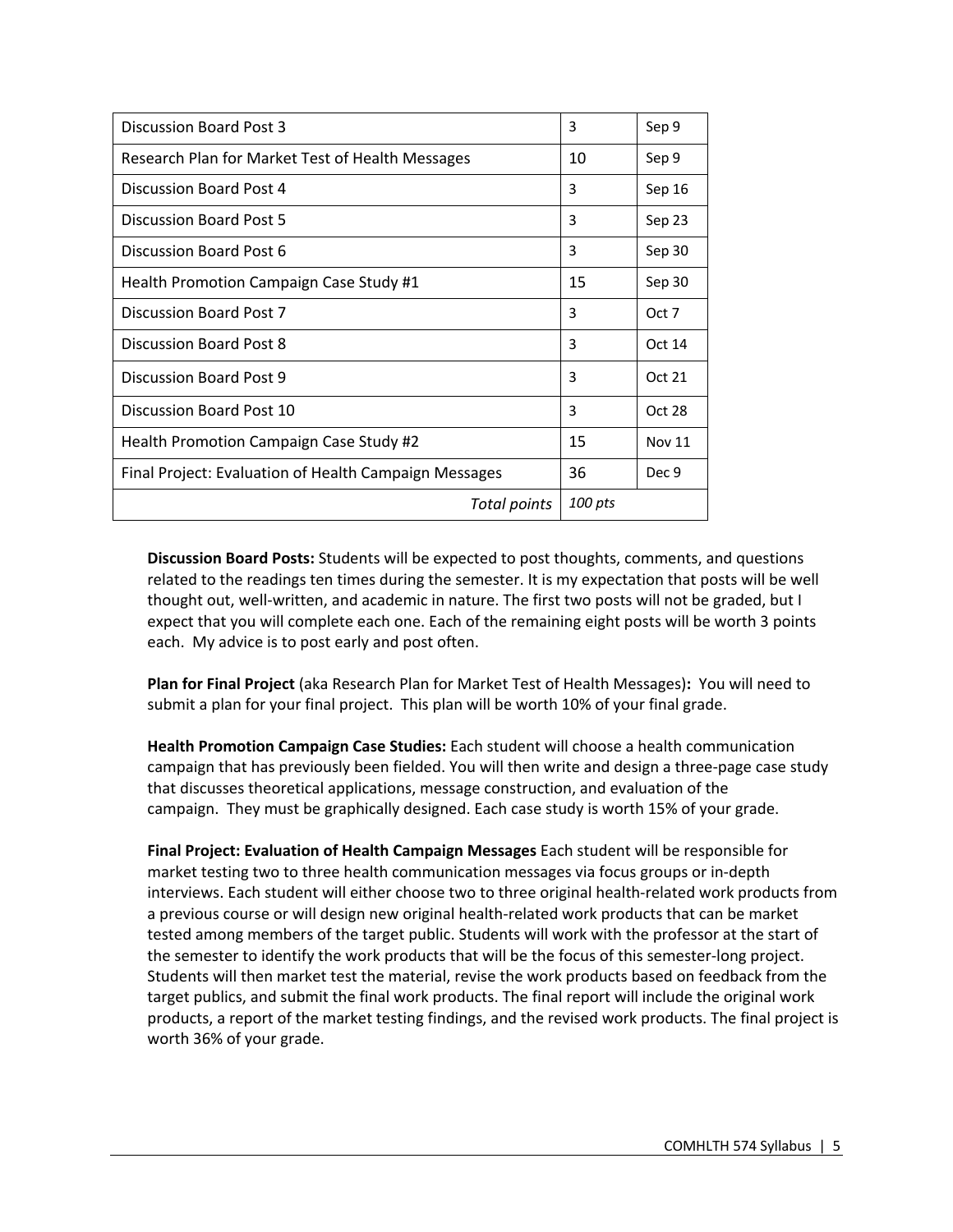| Discussion Board Post 3 | 3 | Sep 9 |
|---|---|---|
| Research Plan for Market Test of Health Messages | 10 | Sep 9 |
| Discussion Board Post 4 | 3 | Sep 16 |
| Discussion Board Post 5 | 3 | Sep 23 |
| Discussion Board Post 6 | 3 | Sep 30 |
| Health Promotion Campaign Case Study #1 | 15 | Sep 30 |
| Discussion Board Post 7 | 3 | Oct 7 |
| Discussion Board Post 8 | 3 | Oct 14 |
| Discussion Board Post 9 | 3 | Oct 21 |
| Discussion Board Post 10 | 3 | Oct 28 |
| Health Promotion Campaign Case Study #2 | 15 | Nov 11 |
| Final Project: Evaluation of Health Campaign Messages | 36 | Dec 9 |
| *Total points* | *100 pts* | |

**Discussion Board Posts:** Students will be expected to post thoughts, comments, and questions related to the readings ten times during the semester. It is my expectation that posts will be well thought out, well-written, and academic in nature. The first two posts will not be graded, but I expect that you will complete each one. Each of the remaining eight posts will be worth 3 points each. My advice is to post early and post often.

**Plan for Final Project** (aka Research Plan for Market Test of Health Messages)**:** You will need to submit a plan for your final project. This plan will be worth 10% of your final grade.

**Health Promotion Campaign Case Studies:** Each student will choose a health communication campaign that has previously been fielded. You will then write and design a three-page case study that discusses theoretical applications, message construction, and evaluation of the campaign. They must be graphically designed. Each case study is worth 15% of your grade.

**Final Project: Evaluation of Health Campaign Messages** Each student will be responsible for market testing two to three health communication messages via focus groups or in-depth interviews. Each student will either choose two to three original health-related work products from a previous course or will design new original health-related work products that can be market tested among members of the target public. Students will work with the professor at the start of the semester to identify the work products that will be the focus of this semester-long project. Students will then market test the material, revise the work products based on feedback from the target publics, and submit the final work products. The final report will include the original work products, a report of the market testing findings, and the revised work products. The final project is worth 36% of your grade.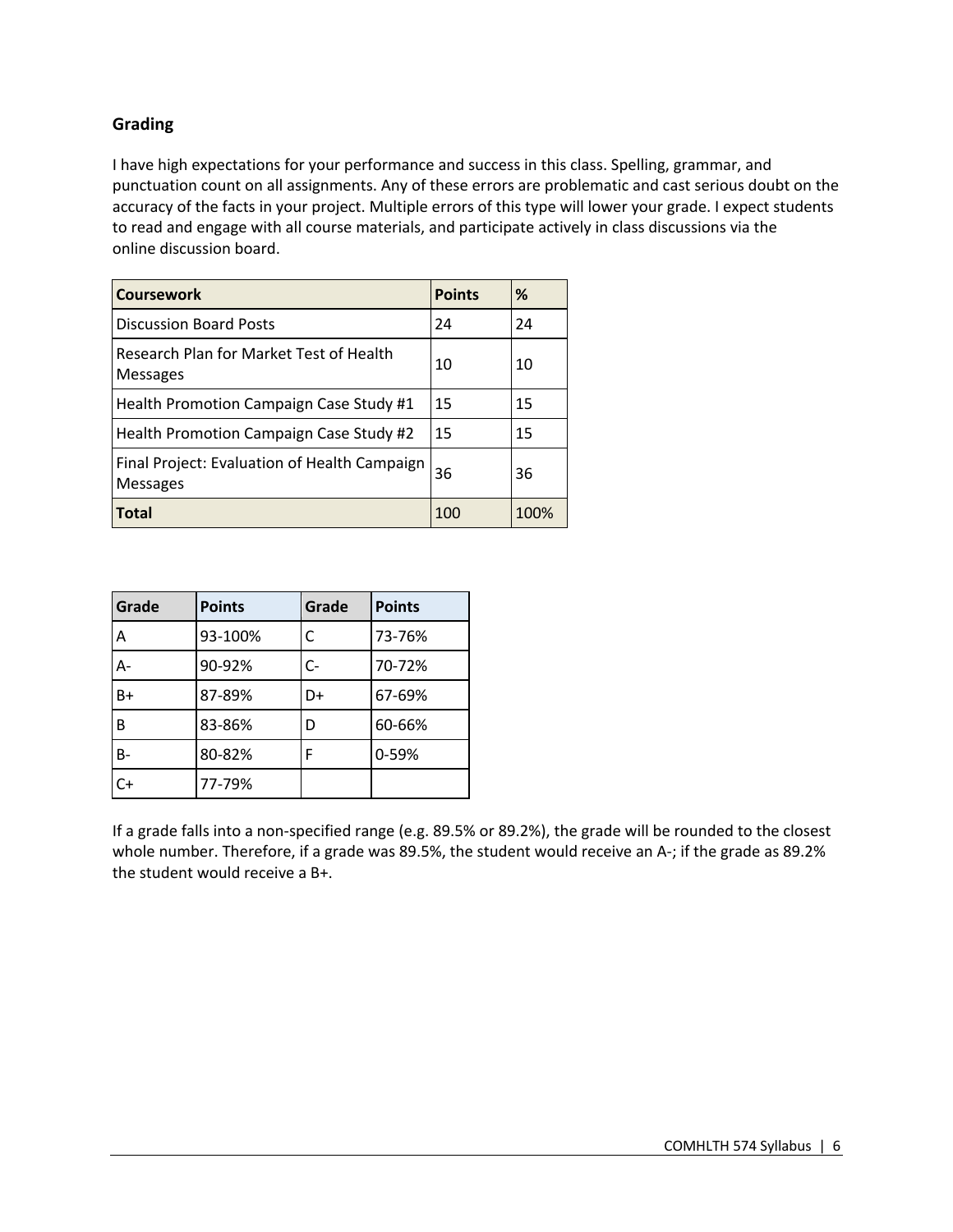## Grading

I have high expectations for your performance and success in this class. Spelling, grammar, and punctuation count on all assignments. Any of these errors are problematic and cast serious doubt on the accuracy of the facts in your project. Multiple errors of this type will lower your grade. I expect students to read and engage with all course materials, and participate actively in class discussions via the online discussion board.

| Coursework | Points | % |
|---|---|---|
| Discussion Board Posts | 24 | 24 |
| Research Plan for Market Test of Health Messages | 10 | 10 |
| Health Promotion Campaign Case Study #1 | 15 | 15 |
| Health Promotion Campaign Case Study #2 | 15 | 15 |
| Final Project: Evaluation of Health Campaign Messages | 36 | 36 |
| **Total** | 100 | 100% |

| Grade | Points | Grade | Points |
|---|---|---|---|
| A | 93-100% | C | 73-76% |
| A- | 90-92% | C- | 70-72% |
| B+ | 87-89% | D+ | 67-69% |
| B | 83-86% | D | 60-66% |
| B- | 80-82% | F | 0-59% |
| C+ | 77-79% | | |

If a grade falls into a non-specified range (e.g. 89.5% or 89.2%), the grade will be rounded to the closest whole number. Therefore, if a grade was 89.5%, the student would receive an A-; if the grade as 89.2% the student would receive a B+.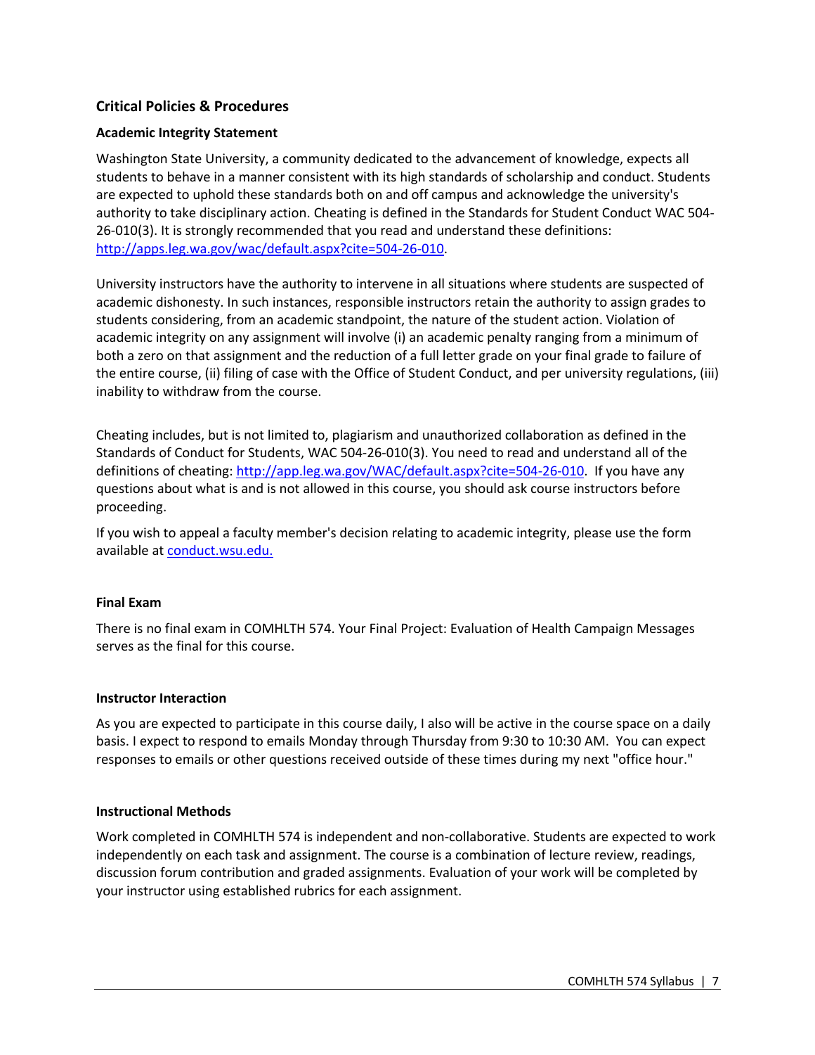## Critical Policies & Procedures

### Academic Integrity Statement

Washington State University, a community dedicated to the advancement of knowledge, expects all students to behave in a manner consistent with its high standards of scholarship and conduct. Students are expected to uphold these standards both on and off campus and acknowledge the university's authority to take disciplinary action. Cheating is defined in the Standards for Student Conduct WAC 504-26-010(3). It is strongly recommended that you read and understand these definitions: [http://apps.leg.wa.gov/wac/default.aspx?cite=504-26-010](http://apps.leg.wa.gov/wac/default.aspx?cite=504-26-010).

University instructors have the authority to intervene in all situations where students are suspected of academic dishonesty. In such instances, responsible instructors retain the authority to assign grades to students considering, from an academic standpoint, the nature of the student action. Violation of academic integrity on any assignment will involve (i) an academic penalty ranging from a minimum of both a zero on that assignment and the reduction of a full letter grade on your final grade to failure of the entire course, (ii) filing of case with the Office of Student Conduct, and per university regulations, (iii) inability to withdraw from the course.

Cheating includes, but is not limited to, plagiarism and unauthorized collaboration as defined in the Standards of Conduct for Students, WAC 504-26-010(3). You need to read and understand all of the definitions of cheating: [http://app.leg.wa.gov/WAC/default.aspx?cite=504-26-010](http://app.leg.wa.gov/WAC/default.aspx?cite=504-26-010). If you have any questions about what is and is not allowed in this course, you should ask course instructors before proceeding.

If you wish to appeal a faculty member's decision relating to academic integrity, please use the form available at [conduct.wsu.edu.](http://conduct.wsu.edu)

### Final Exam

There is no final exam in COMHLTH 574. Your Final Project: Evaluation of Health Campaign Messages serves as the final for this course.

### Instructor Interaction

As you are expected to participate in this course daily, I also will be active in the course space on a daily basis. I expect to respond to emails Monday through Thursday from 9:30 to 10:30 AM. You can expect responses to emails or other questions received outside of these times during my next "office hour."

### Instructional Methods

Work completed in COMHLTH 574 is independent and non-collaborative. Students are expected to work independently on each task and assignment. The course is a combination of lecture review, readings, discussion forum contribution and graded assignments. Evaluation of your work will be completed by your instructor using established rubrics for each assignment.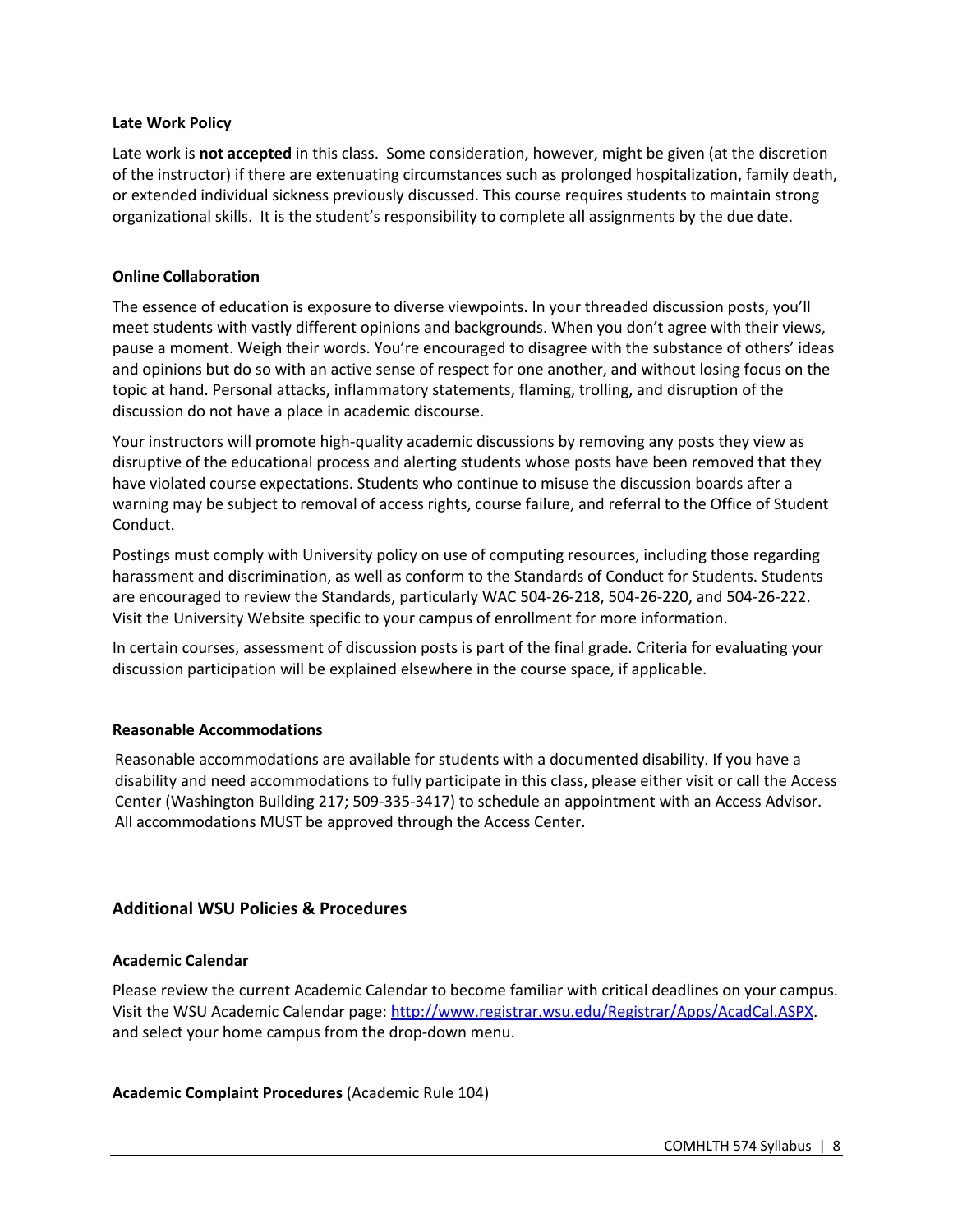**Late Work Policy**

Late work is **not accepted** in this class. Some consideration, however, might be given (at the discretion of the instructor) if there are extenuating circumstances such as prolonged hospitalization, family death, or extended individual sickness previously discussed. This course requires students to maintain strong organizational skills. It is the student's responsibility to complete all assignments by the due date.

**Online Collaboration**

The essence of education is exposure to diverse viewpoints. In your threaded discussion posts, you'll meet students with vastly different opinions and backgrounds. When you don't agree with their views, pause a moment. Weigh their words. You're encouraged to disagree with the substance of others' ideas and opinions but do so with an active sense of respect for one another, and without losing focus on the topic at hand. Personal attacks, inflammatory statements, flaming, trolling, and disruption of the discussion do not have a place in academic discourse.

Your instructors will promote high-quality academic discussions by removing any posts they view as disruptive of the educational process and alerting students whose posts have been removed that they have violated course expectations. Students who continue to misuse the discussion boards after a warning may be subject to removal of access rights, course failure, and referral to the Office of Student Conduct.

Postings must comply with University policy on use of computing resources, including those regarding harassment and discrimination, as well as conform to the Standards of Conduct for Students. Students are encouraged to review the Standards, particularly WAC 504-26-218, 504-26-220, and 504-26-222. Visit the University Website specific to your campus of enrollment for more information.

In certain courses, assessment of discussion posts is part of the final grade. Criteria for evaluating your discussion participation will be explained elsewhere in the course space, if applicable.

**Reasonable Accommodations**

Reasonable accommodations are available for students with a documented disability. If you have a disability and need accommodations to fully participate in this class, please either visit or call the Access Center (Washington Building 217; 509-335-3417) to schedule an appointment with an Access Advisor. All accommodations MUST be approved through the Access Center.

## Additional WSU Policies & Procedures

**Academic Calendar**

Please review the current Academic Calendar to become familiar with critical deadlines on your campus. Visit the WSU Academic Calendar page: [http://www.registrar.wsu.edu/Registrar/Apps/AcadCal.ASPX](http://www.registrar.wsu.edu/Registrar/Apps/AcadCal.ASPX). and select your home campus from the drop-down menu.

**Academic Complaint Procedures** (Academic Rule 104)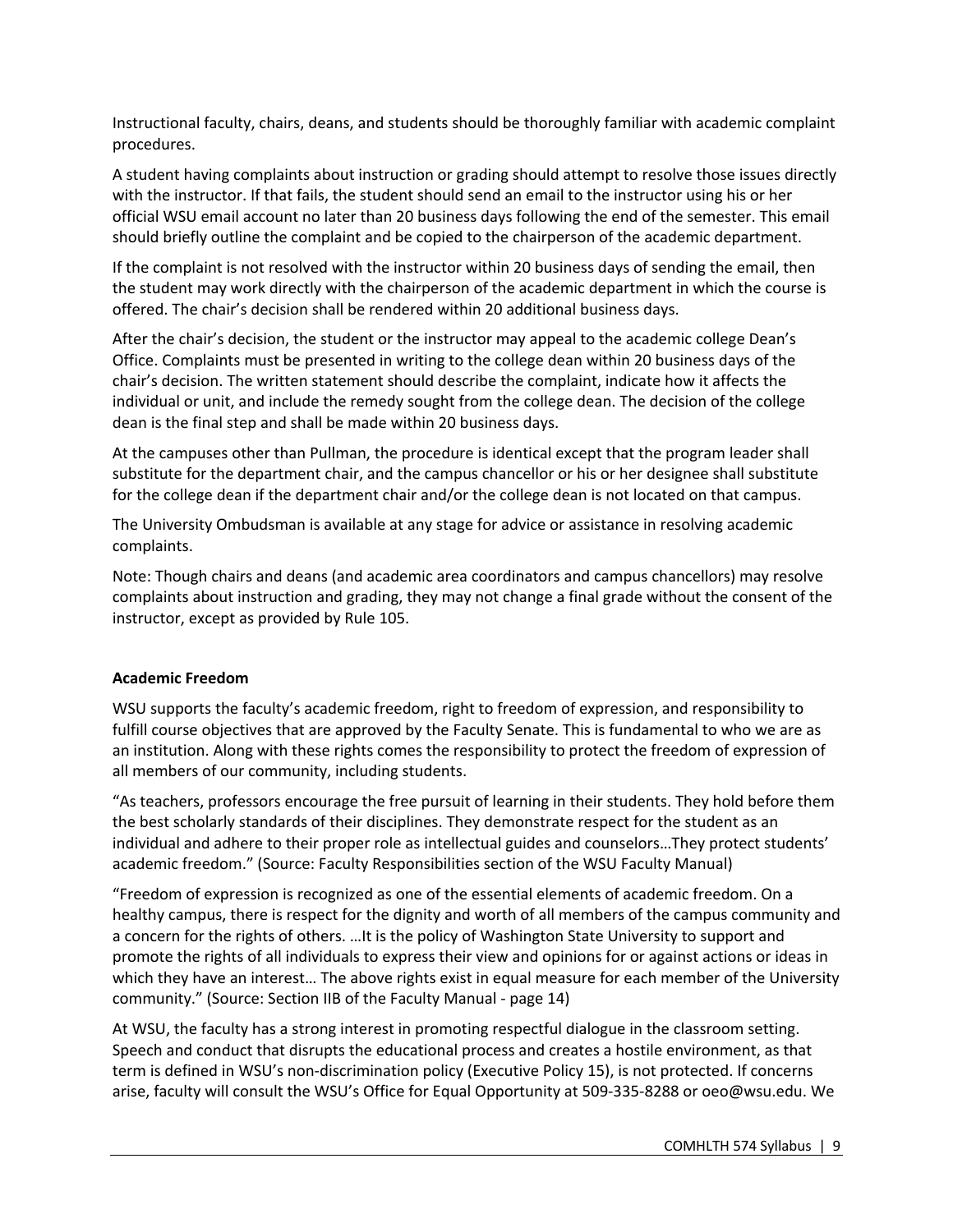Instructional faculty, chairs, deans, and students should be thoroughly familiar with academic complaint procedures.

A student having complaints about instruction or grading should attempt to resolve those issues directly with the instructor. If that fails, the student should send an email to the instructor using his or her official WSU email account no later than 20 business days following the end of the semester. This email should briefly outline the complaint and be copied to the chairperson of the academic department.

If the complaint is not resolved with the instructor within 20 business days of sending the email, then the student may work directly with the chairperson of the academic department in which the course is offered. The chair's decision shall be rendered within 20 additional business days.

After the chair's decision, the student or the instructor may appeal to the academic college Dean's Office. Complaints must be presented in writing to the college dean within 20 business days of the chair's decision. The written statement should describe the complaint, indicate how it affects the individual or unit, and include the remedy sought from the college dean. The decision of the college dean is the final step and shall be made within 20 business days.

At the campuses other than Pullman, the procedure is identical except that the program leader shall substitute for the department chair, and the campus chancellor or his or her designee shall substitute for the college dean if the department chair and/or the college dean is not located on that campus.

The University Ombudsman is available at any stage for advice or assistance in resolving academic complaints.

Note: Though chairs and deans (and academic area coordinators and campus chancellors) may resolve complaints about instruction and grading, they may not change a final grade without the consent of the instructor, except as provided by Rule 105.

**Academic Freedom**

WSU supports the faculty's academic freedom, right to freedom of expression, and responsibility to fulfill course objectives that are approved by the Faculty Senate. This is fundamental to who we are as an institution. Along with these rights comes the responsibility to protect the freedom of expression of all members of our community, including students.

"As teachers, professors encourage the free pursuit of learning in their students. They hold before them the best scholarly standards of their disciplines. They demonstrate respect for the student as an individual and adhere to their proper role as intellectual guides and counselors…They protect students' academic freedom." (Source: Faculty Responsibilities section of the WSU Faculty Manual)

"Freedom of expression is recognized as one of the essential elements of academic freedom. On a healthy campus, there is respect for the dignity and worth of all members of the campus community and a concern for the rights of others. …It is the policy of Washington State University to support and promote the rights of all individuals to express their view and opinions for or against actions or ideas in which they have an interest… The above rights exist in equal measure for each member of the University community." (Source: Section IIB of the Faculty Manual - page 14)

At WSU, the faculty has a strong interest in promoting respectful dialogue in the classroom setting. Speech and conduct that disrupts the educational process and creates a hostile environment, as that term is defined in WSU's non-discrimination policy (Executive Policy 15), is not protected. If concerns arise, faculty will consult the WSU's Office for Equal Opportunity at 509-335-8288 or oeo@wsu.edu. We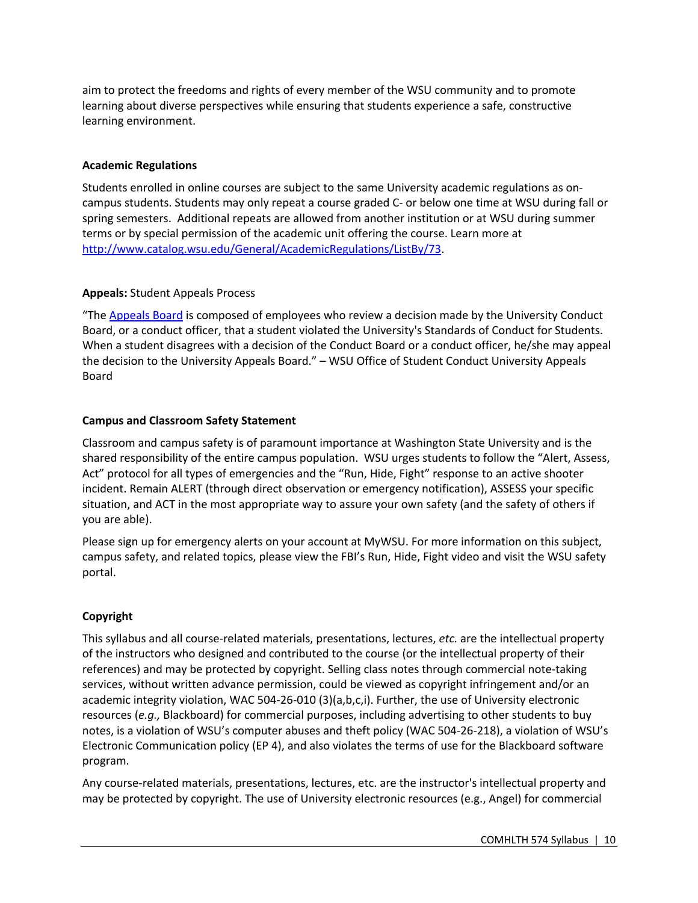aim to protect the freedoms and rights of every member of the WSU community and to promote learning about diverse perspectives while ensuring that students experience a safe, constructive learning environment.

**Academic Regulations**

Students enrolled in online courses are subject to the same University academic regulations as on-campus students. Students may only repeat a course graded C- or below one time at WSU during fall or spring semesters. Additional repeats are allowed from another institution or at WSU during summer terms or by special permission of the academic unit offering the course. Learn more at [http://www.catalog.wsu.edu/General/AcademicRegulations/ListBy/73](http://www.catalog.wsu.edu/General/AcademicRegulations/ListBy/73).

**Appeals:** Student Appeals Process

"The Appeals Board is composed of employees who review a decision made by the University Conduct Board, or a conduct officer, that a student violated the University's Standards of Conduct for Students. When a student disagrees with a decision of the Conduct Board or a conduct officer, he/she may appeal the decision to the University Appeals Board." – WSU Office of Student Conduct University Appeals Board

**Campus and Classroom Safety Statement**

Classroom and campus safety is of paramount importance at Washington State University and is the shared responsibility of the entire campus population. WSU urges students to follow the "Alert, Assess, Act" protocol for all types of emergencies and the "Run, Hide, Fight" response to an active shooter incident. Remain ALERT (through direct observation or emergency notification), ASSESS your specific situation, and ACT in the most appropriate way to assure your own safety (and the safety of others if you are able).

Please sign up for emergency alerts on your account at MyWSU. For more information on this subject, campus safety, and related topics, please view the FBI's Run, Hide, Fight video and visit the WSU safety portal.

**Copyright**

This syllabus and all course-related materials, presentations, lectures, *etc.* are the intellectual property of the instructors who designed and contributed to the course (or the intellectual property of their references) and may be protected by copyright. Selling class notes through commercial note-taking services, without written advance permission, could be viewed as copyright infringement and/or an academic integrity violation, WAC 504-26-010 (3)(a,b,c,i). Further, the use of University electronic resources (*e.g.,* Blackboard) for commercial purposes, including advertising to other students to buy notes, is a violation of WSU's computer abuses and theft policy (WAC 504-26-218), a violation of WSU's Electronic Communication policy (EP 4), and also violates the terms of use for the Blackboard software program.

Any course-related materials, presentations, lectures, etc. are the instructor's intellectual property and may be protected by copyright. The use of University electronic resources (e.g., Angel) for commercial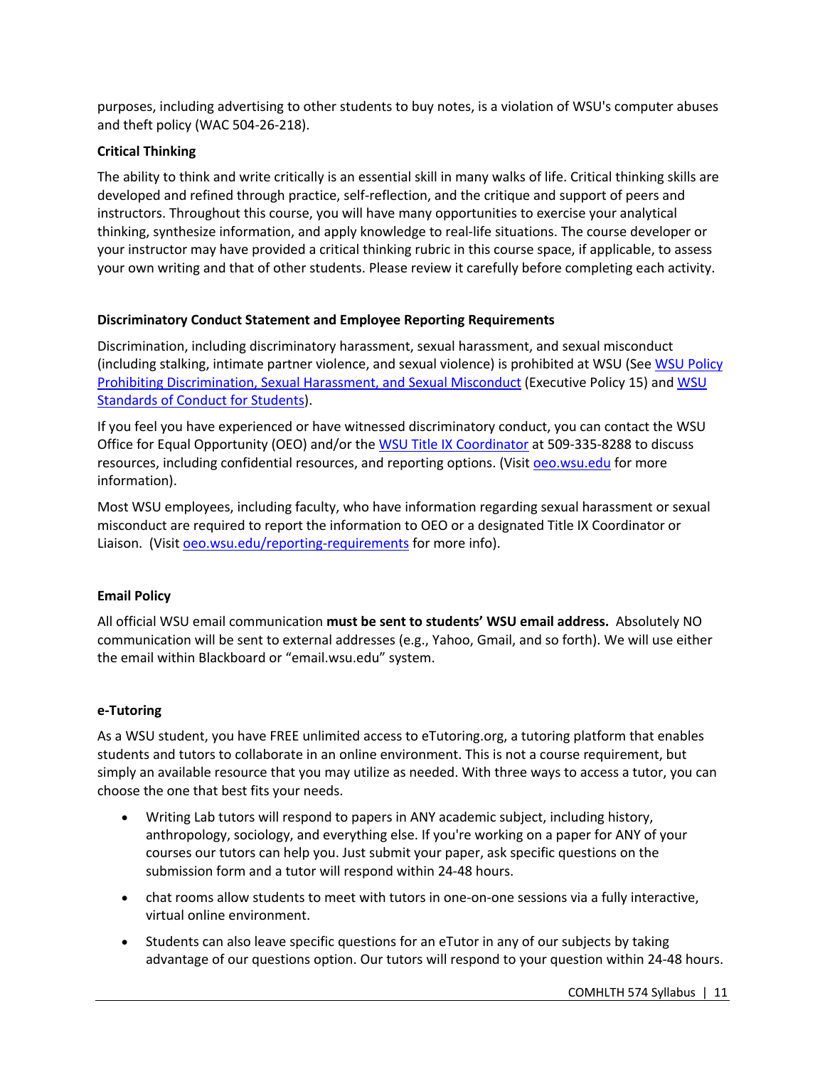purposes, including advertising to other students to buy notes, is a violation of WSU's computer abuses and theft policy (WAC 504-26-218).

**Critical Thinking**

The ability to think and write critically is an essential skill in many walks of life. Critical thinking skills are developed and refined through practice, self-reflection, and the critique and support of peers and instructors. Throughout this course, you will have many opportunities to exercise your analytical thinking, synthesize information, and apply knowledge to real-life situations. The course developer or your instructor may have provided a critical thinking rubric in this course space, if applicable, to assess your own writing and that of other students. Please review it carefully before completing each activity.

**Discriminatory Conduct Statement and Employee Reporting Requirements**

Discrimination, including discriminatory harassment, sexual harassment, and sexual misconduct (including stalking, intimate partner violence, and sexual violence) is prohibited at WSU (See WSU Policy Prohibiting Discrimination, Sexual Harassment, and Sexual Misconduct (Executive Policy 15) and WSU Standards of Conduct for Students).

If you feel you have experienced or have witnessed discriminatory conduct, you can contact the WSU Office for Equal Opportunity (OEO) and/or the WSU Title IX Coordinator at 509-335-8288 to discuss resources, including confidential resources, and reporting options. (Visit oeo.wsu.edu for more information).

Most WSU employees, including faculty, who have information regarding sexual harassment or sexual misconduct are required to report the information to OEO or a designated Title IX Coordinator or Liaison. (Visit oeo.wsu.edu/reporting-requirements for more info).

**Email Policy**

All official WSU email communication **must be sent to students' WSU email address.** Absolutely NO communication will be sent to external addresses (e.g., Yahoo, Gmail, and so forth). We will use either the email within Blackboard or "email.wsu.edu" system.

**e-Tutoring**

As a WSU student, you have FREE unlimited access to eTutoring.org, a tutoring platform that enables students and tutors to collaborate in an online environment. This is not a course requirement, but simply an available resource that you may utilize as needed. With three ways to access a tutor, you can choose the one that best fits your needs.

- Writing Lab tutors will respond to papers in ANY academic subject, including history, anthropology, sociology, and everything else. If you're working on a paper for ANY of your courses our tutors can help you. Just submit your paper, ask specific questions on the submission form and a tutor will respond within 24-48 hours.
- chat rooms allow students to meet with tutors in one-on-one sessions via a fully interactive, virtual online environment.
- Students can also leave specific questions for an eTutor in any of our subjects by taking advantage of our questions option. Our tutors will respond to your question within 24-48 hours.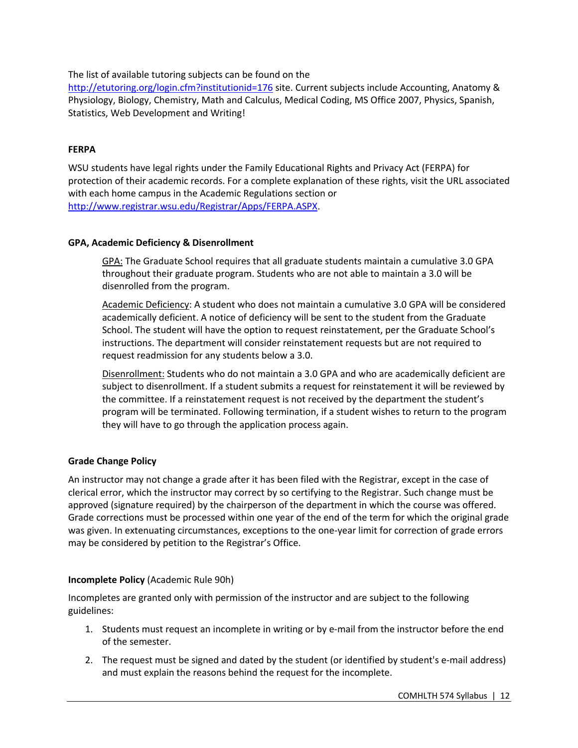The list of available tutoring subjects can be found on the [http://etutoring.org/login.cfm?institutionid=176](http://etutoring.org/login.cfm?institutionid=176) site. Current subjects include Accounting, Anatomy & Physiology, Biology, Chemistry, Math and Calculus, Medical Coding, MS Office 2007, Physics, Spanish, Statistics, Web Development and Writing!

**FERPA**

WSU students have legal rights under the Family Educational Rights and Privacy Act (FERPA) for protection of their academic records. For a complete explanation of these rights, visit the URL associated with each home campus in the Academic Regulations section or [http://www.registrar.wsu.edu/Registrar/Apps/FERPA.ASPX](http://www.registrar.wsu.edu/Registrar/Apps/FERPA.ASPX).

**GPA, Academic Deficiency & Disenrollment**

<u>GPA:</u> The Graduate School requires that all graduate students maintain a cumulative 3.0 GPA throughout their graduate program. Students who are not able to maintain a 3.0 will be disenrolled from the program.

<u>Academic Deficiency</u>: A student who does not maintain a cumulative 3.0 GPA will be considered academically deficient. A notice of deficiency will be sent to the student from the Graduate School. The student will have the option to request reinstatement, per the Graduate School's instructions. The department will consider reinstatement requests but are not required to request readmission for any students below a 3.0.

<u>Disenrollment:</u> Students who do not maintain a 3.0 GPA and who are academically deficient are subject to disenrollment. If a student submits a request for reinstatement it will be reviewed by the committee. If a reinstatement request is not received by the department the student's program will be terminated. Following termination, if a student wishes to return to the program they will have to go through the application process again.

**Grade Change Policy**

An instructor may not change a grade after it has been filed with the Registrar, except in the case of clerical error, which the instructor may correct by so certifying to the Registrar. Such change must be approved (signature required) by the chairperson of the department in which the course was offered. Grade corrections must be processed within one year of the end of the term for which the original grade was given. In extenuating circumstances, exceptions to the one-year limit for correction of grade errors may be considered by petition to the Registrar's Office.

**Incomplete Policy** (Academic Rule 90h)

Incompletes are granted only with permission of the instructor and are subject to the following guidelines:

1. Students must request an incomplete in writing or by e-mail from the instructor before the end of the semester.
2. The request must be signed and dated by the student (or identified by student's e-mail address) and must explain the reasons behind the request for the incomplete.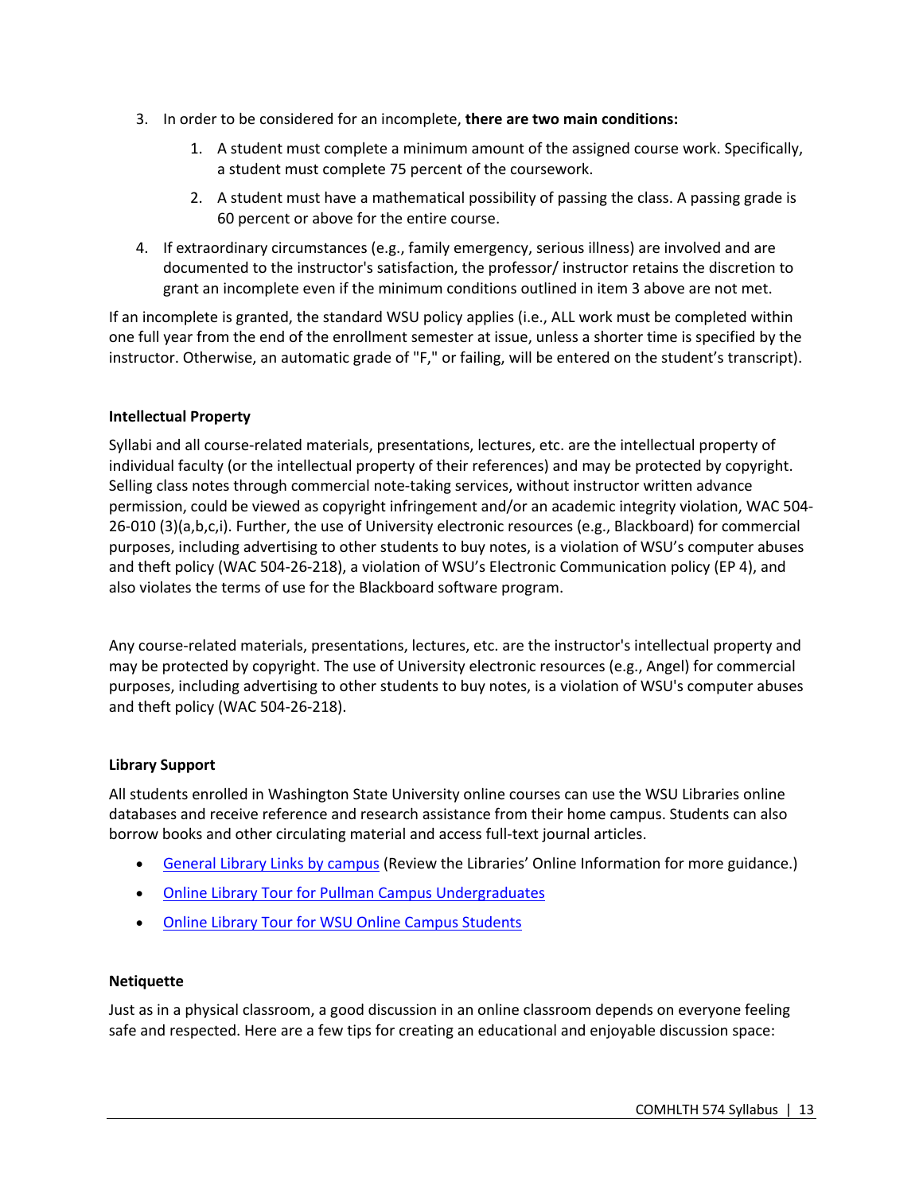3. In order to be considered for an incomplete, **there are two main conditions:**
    1. A student must complete a minimum amount of the assigned course work. Specifically, a student must complete 75 percent of the coursework.
    2. A student must have a mathematical possibility of passing the class. A passing grade is 60 percent or above for the entire course.
4. If extraordinary circumstances (e.g., family emergency, serious illness) are involved and are documented to the instructor's satisfaction, the professor/ instructor retains the discretion to grant an incomplete even if the minimum conditions outlined in item 3 above are not met.

If an incomplete is granted, the standard WSU policy applies (i.e., ALL work must be completed within one full year from the end of the enrollment semester at issue, unless a shorter time is specified by the instructor. Otherwise, an automatic grade of "F," or failing, will be entered on the student's transcript).

**Intellectual Property**

Syllabi and all course-related materials, presentations, lectures, etc. are the intellectual property of individual faculty (or the intellectual property of their references) and may be protected by copyright. Selling class notes through commercial note-taking services, without instructor written advance permission, could be viewed as copyright infringement and/or an academic integrity violation, WAC 504-26-010 (3)(a,b,c,i). Further, the use of University electronic resources (e.g., Blackboard) for commercial purposes, including advertising to other students to buy notes, is a violation of WSU's computer abuses and theft policy (WAC 504-26-218), a violation of WSU's Electronic Communication policy (EP 4), and also violates the terms of use for the Blackboard software program.

Any course-related materials, presentations, lectures, etc. are the instructor's intellectual property and may be protected by copyright. The use of University electronic resources (e.g., Angel) for commercial purposes, including advertising to other students to buy notes, is a violation of WSU's computer abuses and theft policy (WAC 504-26-218).

**Library Support**

All students enrolled in Washington State University online courses can use the WSU Libraries online databases and receive reference and research assistance from their home campus. Students can also borrow books and other circulating material and access full-text journal articles.

- General Library Links by campus (Review the Libraries' Online Information for more guidance.)
- Online Library Tour for Pullman Campus Undergraduates
- Online Library Tour for WSU Online Campus Students

**Netiquette**

Just as in a physical classroom, a good discussion in an online classroom depends on everyone feeling safe and respected. Here are a few tips for creating an educational and enjoyable discussion space: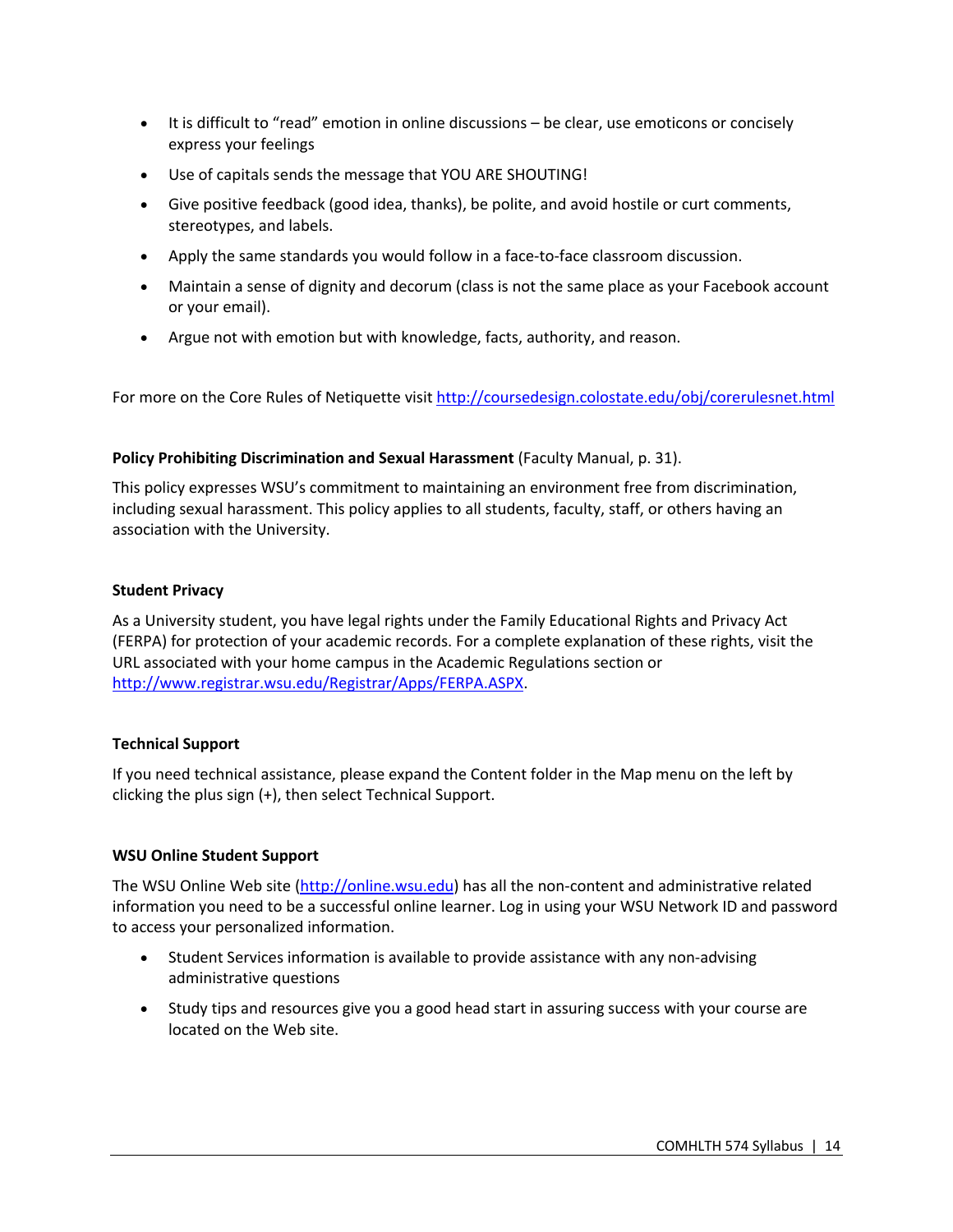- It is difficult to "read" emotion in online discussions – be clear, use emoticons or concisely express your feelings
- Use of capitals sends the message that YOU ARE SHOUTING!
- Give positive feedback (good idea, thanks), be polite, and avoid hostile or curt comments, stereotypes, and labels.
- Apply the same standards you would follow in a face-to-face classroom discussion.
- Maintain a sense of dignity and decorum (class is not the same place as your Facebook account or your email).
- Argue not with emotion but with knowledge, facts, authority, and reason.

For more on the Core Rules of Netiquette visit http://coursedesign.colostate.edu/obj/corerulesnet.html

**Policy Prohibiting Discrimination and Sexual Harassment** (Faculty Manual, p. 31).

This policy expresses WSU's commitment to maintaining an environment free from discrimination, including sexual harassment. This policy applies to all students, faculty, staff, or others having an association with the University.

**Student Privacy**

As a University student, you have legal rights under the Family Educational Rights and Privacy Act (FERPA) for protection of your academic records. For a complete explanation of these rights, visit the URL associated with your home campus in the Academic Regulations section or http://www.registrar.wsu.edu/Registrar/Apps/FERPA.ASPX.

**Technical Support**

If you need technical assistance, please expand the Content folder in the Map menu on the left by clicking the plus sign (+), then select Technical Support.

**WSU Online Student Support**

The WSU Online Web site (http://online.wsu.edu) has all the non-content and administrative related information you need to be a successful online learner. Log in using your WSU Network ID and password to access your personalized information.

- Student Services information is available to provide assistance with any non-advising administrative questions
- Study tips and resources give you a good head start in assuring success with your course are located on the Web site.